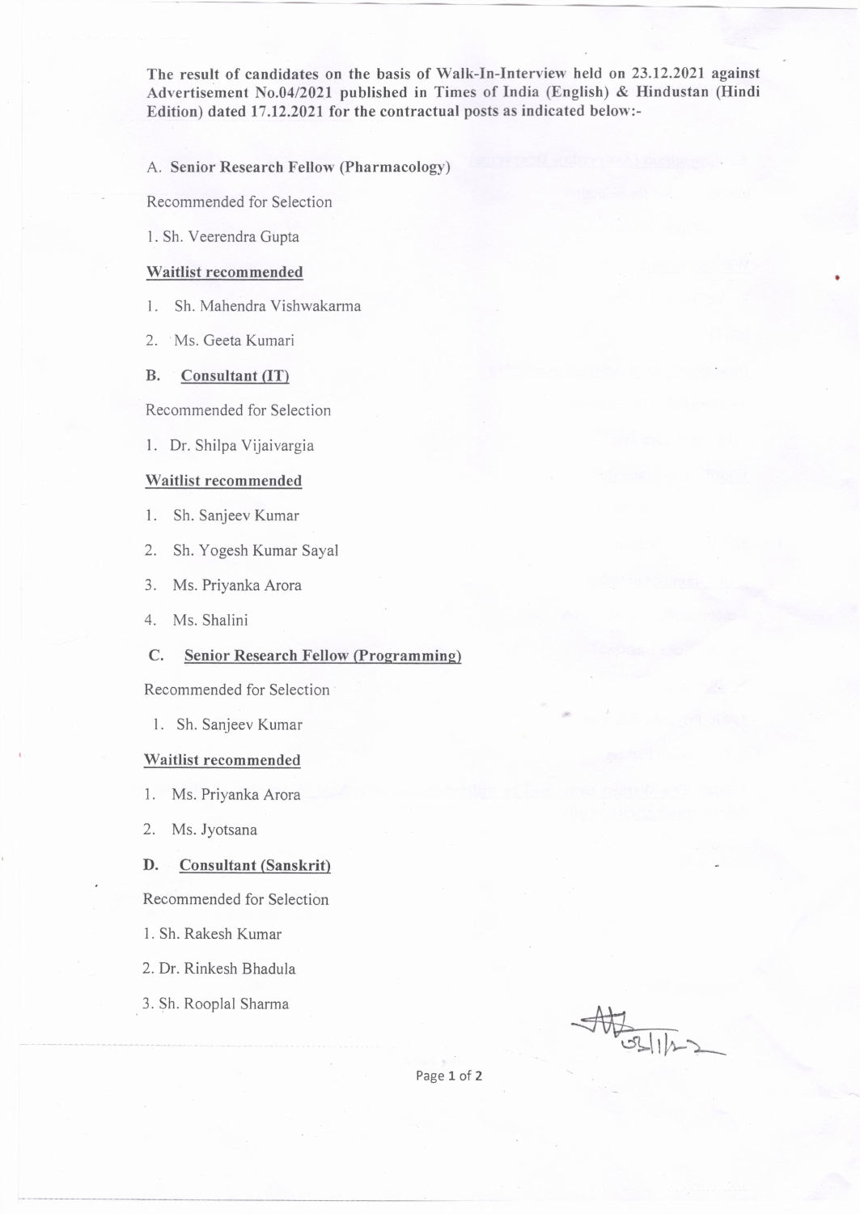**The result of candidates on the basis of Walk-In-Interview held on 23.12.2021 against Advertisement No.04/2021 published in Times of India (English) & Hindustan (Hindi Edition) dated 17.12.2021 for the contractual posts as indicated below:-**

A. **Senior Research Fellow (Pharmacology)**

Recommended for Selection

1. Sh. Veerendra Gupta

**Waitlist recommended**

1. Sh. Mahendra Vishwakarma
2. Ms. Geeta Kumari

**B. Consultant (IT)**

Recommended for Selection

1. Dr. Shilpa Vijaivargia

**Waitlist recommended**

1. Sh. Sanjeev Kumar
2. Sh. Yogesh Kumar Sayal
3. Ms. Priyanka Arora
4. Ms. Shalini

**C. Senior Research Fellow (Programming)**

Recommended for Selection

1. Sh. Sanjeev Kumar

**Waitlist recommended**

1. Ms. Priyanka Arora
2. Ms. Jyotsana

**D. Consultant (Sanskrit)**

Recommended for Selection

1. Sh. Rakesh Kumar
2. Dr. Rinkesh Bhadula
3. Sh. Rooplal Sharma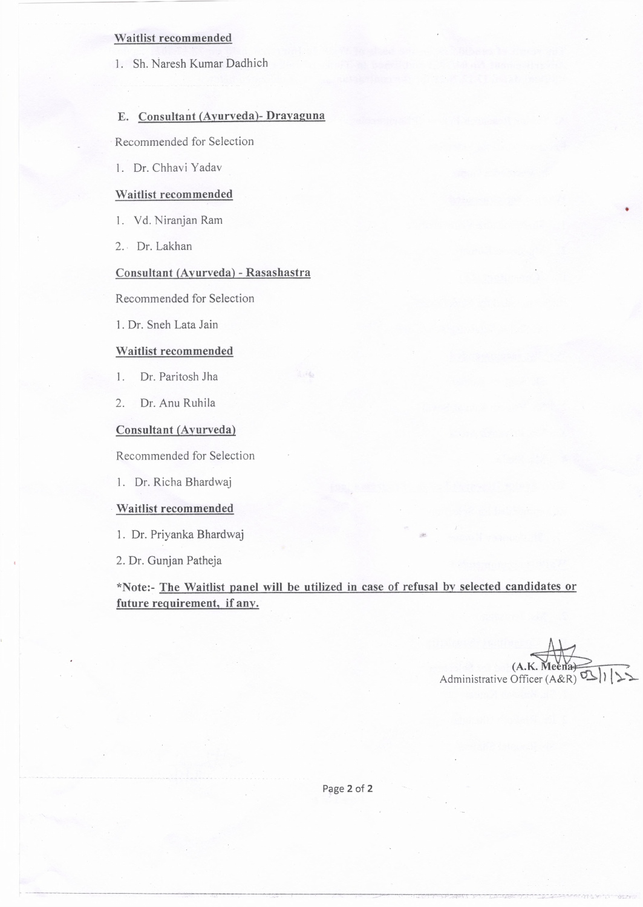**Waitlist recommended**

1. Sh. Naresh Kumar Dadhich

**E. Consultant (Ayurveda)- Dravaguna**

Recommended for Selection

1. Dr. Chhavi Yadav

**Waitlist recommended**

1. Vd. Niranjan Ram
2. Dr. Lakhan

**Consultant (Ayurveda) - Rasashastra**

Recommended for Selection

1. Dr. Sneh Lata Jain

**Waitlist recommended**

1. Dr. Paritosh Jha
2. Dr. Anu Ruhila

**Consultant (Ayurveda)**

Recommended for Selection

1. Dr. Richa Bhardwaj

**Waitlist recommended**

1. Dr. Priyanka Bhardwaj
2. Dr. Gunjan Patheja

***Note:- The Waitlist panel will be utilized in case of refusal by selected candidates or future requirement, if any.**

(A.K. Meena)
Administrative Officer (A&R) 03/1/22